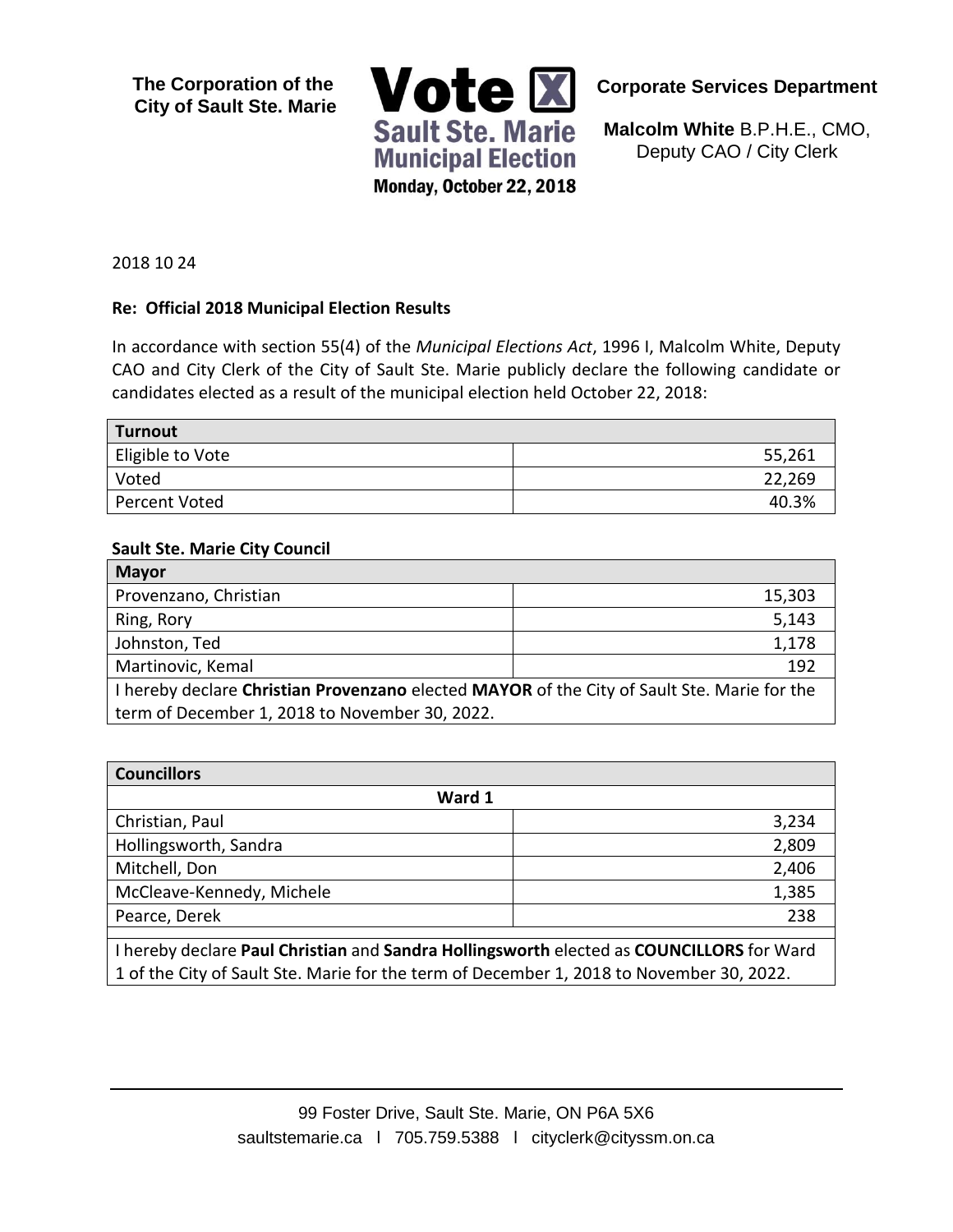**The Corporation of the City of Sault Ste. Marie**

**Vote**
**Sault Ste. Marie Municipal Election**
**Monday, October 22, 2018**

**Corporate Services Department**

**Malcolm White** B.P.H.E., CMO,
Deputy CAO / City Clerk

2018 10 24

**Re: Official 2018 Municipal Election Results**

In accordance with section 55(4) of the *Municipal Elections Act*, 1996 I, Malcolm White, Deputy CAO and City Clerk of the City of Sault Ste. Marie publicly declare the following candidate or candidates elected as a result of the municipal election held October 22, 2018:

| **Turnout** | |
|---|---|
| Eligible to Vote | 55,261 |
| Voted | 22,269 |
| Percent Voted | 40.3% |

**Sault Ste. Marie City Council**

| **Mayor** | |
|---|---|
| Provenzano, Christian | 15,303 |
| Ring, Rory | 5,143 |
| Johnston, Ted | 1,178 |
| Martinovic, Kemal | 192 |
| I hereby declare **Christian Provenzano** elected **MAYOR** of the City of Sault Ste. Marie for the term of December 1, 2018 to November 30, 2022. | |

| **Councillors** | |
|---|---|
| **Ward 1** | |
| Christian, Paul | 3,234 |
| Hollingsworth, Sandra | 2,809 |
| Mitchell, Don | 2,406 |
| McCleave-Kennedy, Michele | 1,385 |
| Pearce, Derek | 238 |
| | |
| I hereby declare **Paul Christian** and **Sandra Hollingsworth** elected as **COUNCILLORS** for Ward 1 of the City of Sault Ste. Marie for the term of December 1, 2018 to November 30, 2022. | |

99 Foster Drive, Sault Ste. Marie, ON P6A 5X6
saultstemarie.ca l 705.759.5388 l cityclerk@cityssm.on.ca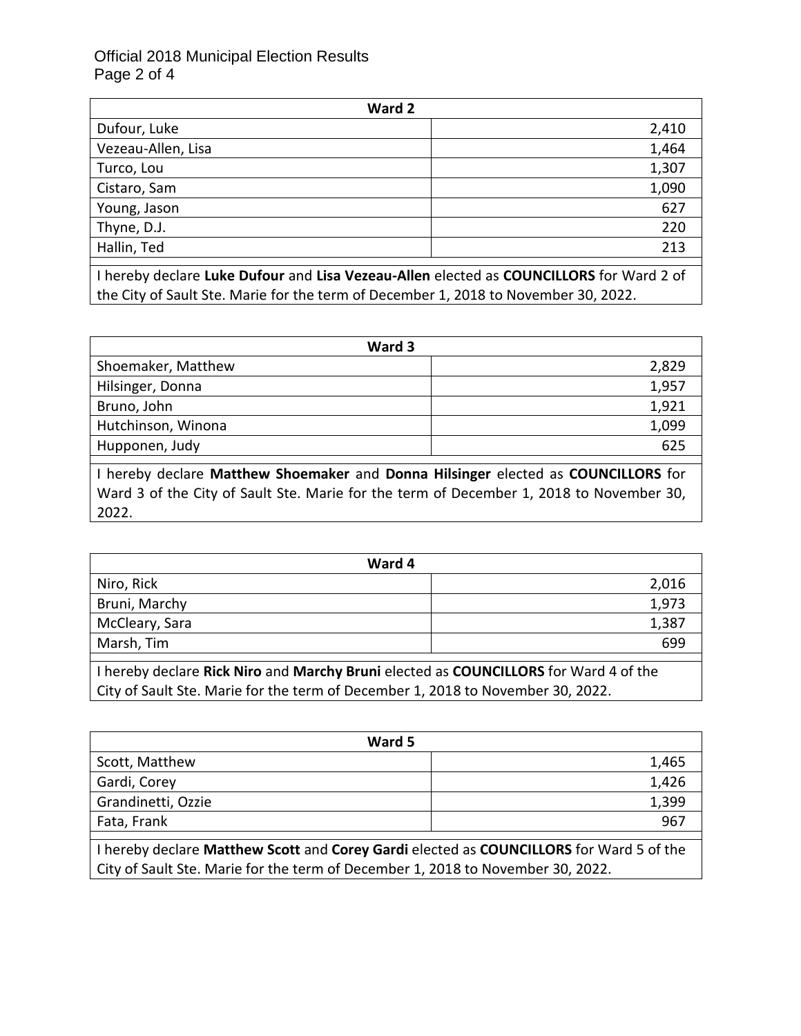| Ward 2 | |
|---|---|
| Dufour, Luke | 2,410 |
| Vezeau-Allen, Lisa | 1,464 |
| Turco, Lou | 1,307 |
| Cistaro, Sam | 1,090 |
| Young, Jason | 627 |
| Thyne, D.J. | 220 |
| Hallin, Ted | 213 |

I hereby declare **Luke Dufour** and **Lisa Vezeau-Allen** elected as **COUNCILLORS** for Ward 2 of the City of Sault Ste. Marie for the term of December 1, 2018 to November 30, 2022.

| Ward 3 | |
|---|---|
| Shoemaker, Matthew | 2,829 |
| Hilsinger, Donna | 1,957 |
| Bruno, John | 1,921 |
| Hutchinson, Winona | 1,099 |
| Hupponen, Judy | 625 |

I hereby declare **Matthew Shoemaker** and **Donna Hilsinger** elected as **COUNCILLORS** for Ward 3 of the City of Sault Ste. Marie for the term of December 1, 2018 to November 30, 2022.

| Ward 4 | |
|---|---|
| Niro, Rick | 2,016 |
| Bruni, Marchy | 1,973 |
| McCleary, Sara | 1,387 |
| Marsh, Tim | 699 |

I hereby declare **Rick Niro** and **Marchy Bruni** elected as **COUNCILLORS** for Ward 4 of the City of Sault Ste. Marie for the term of December 1, 2018 to November 30, 2022.

| Ward 5 | |
|---|---|
| Scott, Matthew | 1,465 |
| Gardi, Corey | 1,426 |
| Grandinetti, Ozzie | 1,399 |
| Fata, Frank | 967 |

I hereby declare **Matthew Scott** and **Corey Gardi** elected as **COUNCILLORS** for Ward 5 of the City of Sault Ste. Marie for the term of December 1, 2018 to November 30, 2022.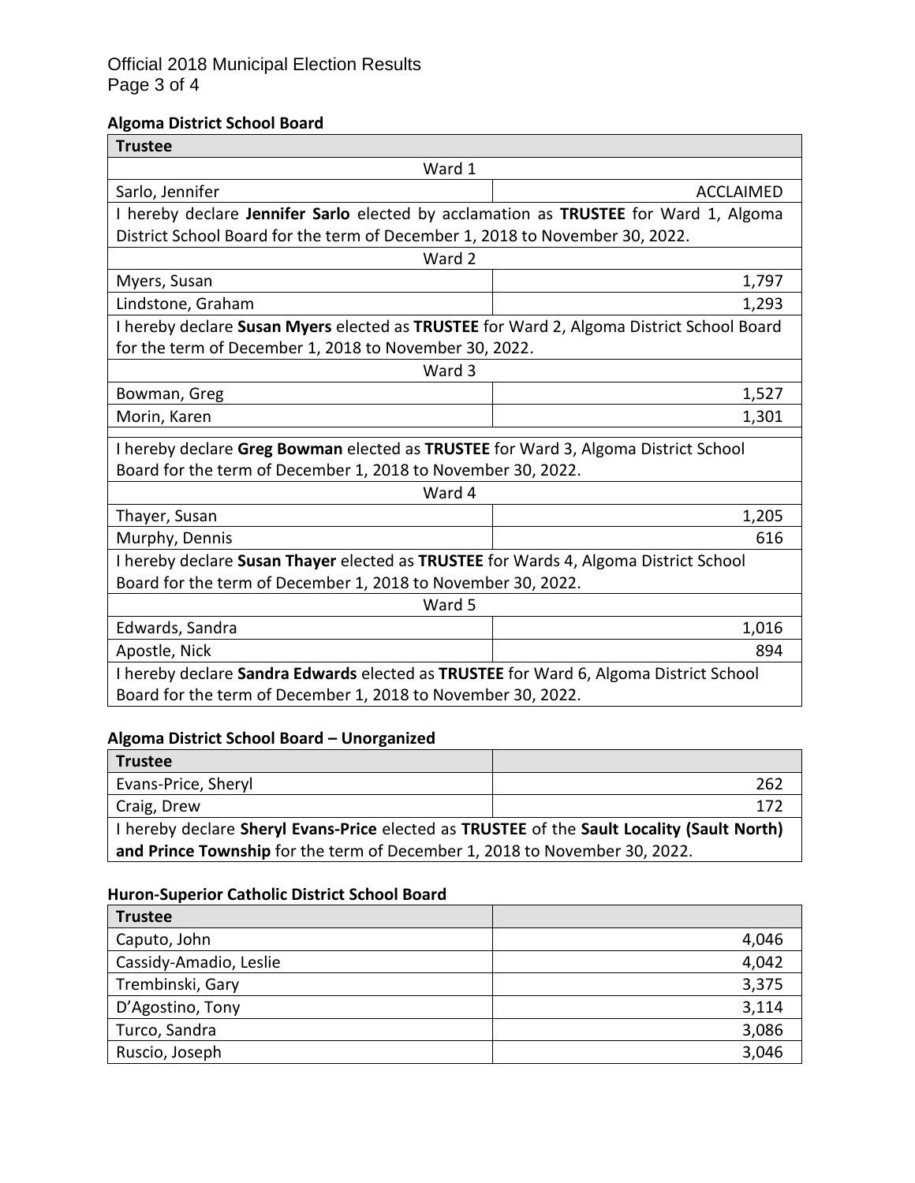### Algoma District School Board

| Trustee | |
|---|---|
| **Ward 1** | |
| Sarlo, Jennifer | ACCLAIMED |
| I hereby declare **Jennifer Sarlo** elected by acclamation as **TRUSTEE** for Ward 1, Algoma District School Board for the term of December 1, 2018 to November 30, 2022. | |
| **Ward 2** | |
| Myers, Susan | 1,797 |
| Lindstone, Graham | 1,293 |
| I hereby declare **Susan Myers** elected as **TRUSTEE** for Ward 2, Algoma District School Board for the term of December 1, 2018 to November 30, 2022. | |
| **Ward 3** | |
| Bowman, Greg | 1,527 |
| Morin, Karen | 1,301 |
| I hereby declare **Greg Bowman** elected as **TRUSTEE** for Ward 3, Algoma District School Board for the term of December 1, 2018 to November 30, 2022. | |
| **Ward 4** | |
| Thayer, Susan | 1,205 |
| Murphy, Dennis | 616 |
| I hereby declare **Susan Thayer** elected as **TRUSTEE** for Wards 4, Algoma District School Board for the term of December 1, 2018 to November 30, 2022. | |
| **Ward 5** | |
| Edwards, Sandra | 1,016 |
| Apostle, Nick | 894 |
| I hereby declare **Sandra Edwards** elected as **TRUSTEE** for Ward 6, Algoma District School Board for the term of December 1, 2018 to November 30, 2022. | |

### Algoma District School Board – Unorganized

| Trustee | |
|---|---|
| Evans-Price, Sheryl | 262 |
| Craig, Drew | 172 |
| I hereby declare **Sheryl Evans-Price** elected as **TRUSTEE** of the **Sault Locality (Sault North) and Prince Township** for the term of December 1, 2018 to November 30, 2022. | |

### Huron-Superior Catholic District School Board

| Trustee | |
|---|---|
| Caputo, John | 4,046 |
| Cassidy-Amadio, Leslie | 4,042 |
| Trembinski, Gary | 3,375 |
| D'Agostino, Tony | 3,114 |
| Turco, Sandra | 3,086 |
| Ruscio, Joseph | 3,046 |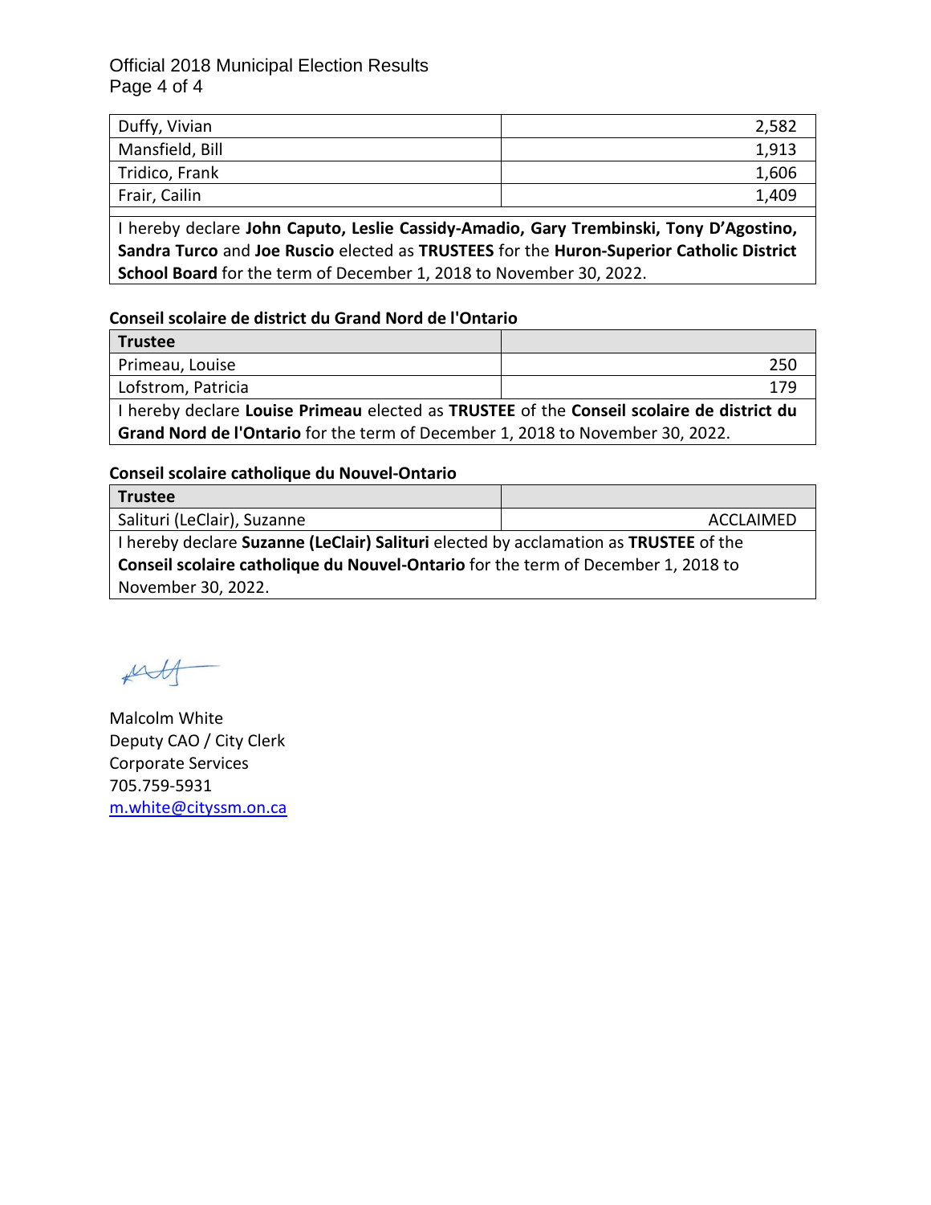| | |
|---|---|
| Duffy, Vivian | 2,582 |
| Mansfield, Bill | 1,913 |
| Tridico, Frank | 1,606 |
| Frair, Cailin | 1,409 |

I hereby declare **John Caputo, Leslie Cassidy-Amadio, Gary Trembinski, Tony D'Agostino, Sandra Turco** and **Joe Ruscio** elected as **TRUSTEES** for the **Huron-Superior Catholic District School Board** for the term of December 1, 2018 to November 30, 2022.

### Conseil scolaire de district du Grand Nord de l'Ontario

| Trustee | |
|---|---|
| Primeau, Louise | 250 |
| Lofstrom, Patricia | 179 |

I hereby declare **Louise Primeau** elected as **TRUSTEE** of the **Conseil scolaire de district du Grand Nord de l'Ontario** for the term of December 1, 2018 to November 30, 2022.

### Conseil scolaire catholique du Nouvel-Ontario

| Trustee | |
|---|---|
| Salituri (LeClair), Suzanne | ACCLAIMED |

I hereby declare **Suzanne (LeClair) Salituri** elected by acclamation as **TRUSTEE** of the **Conseil scolaire catholique du Nouvel-Ontario** for the term of December 1, 2018 to November 30, 2022.

Malcolm White
Deputy CAO / City Clerk
Corporate Services
705.759-5931
m.white@cityssm.on.ca